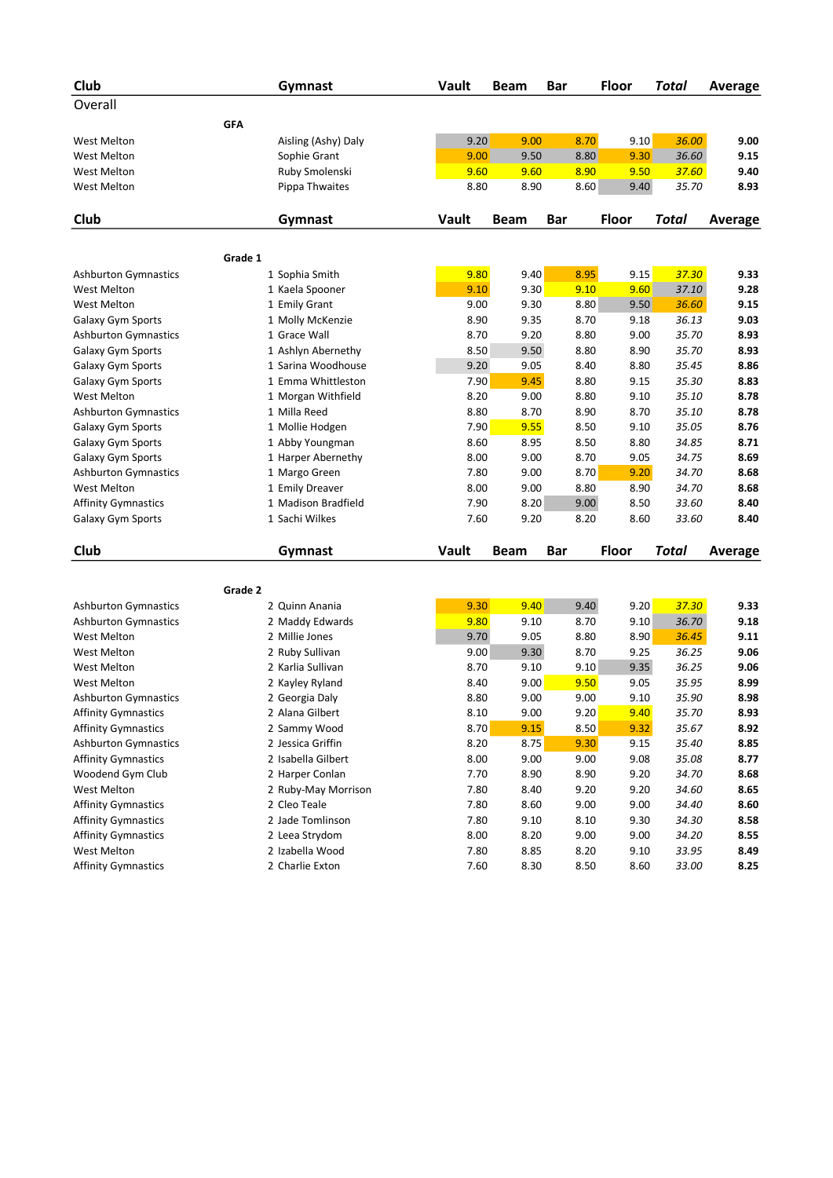| Club | | Gymnast | Vault | Beam | Bar | Floor | *Total* | Average |
|---|---|---|---|---|---|---|---|---|
| Overall | | | | | | | | |
| | GFA | | | | | | | |
| West Melton | | Aisling (Ashy) Daly | 9.20 | 9.00 | 8.70 | 9.10 | *36.00* | **9.00** |
| West Melton | | Sophie Grant | 9.00 | 9.50 | 8.80 | 9.30 | *36.60* | **9.15** |
| West Melton | | Ruby Smolenski | 9.60 | 9.60 | 8.90 | 9.50 | *37.60* | **9.40** |
| West Melton | | Pippa Thwaites | 8.80 | 8.90 | 8.60 | 9.40 | *35.70* | **8.93** |

| Club | | Gymnast | Vault | Beam | Bar | Floor | *Total* | Average |
|---|---|---|---|---|---|---|---|---|
| | Grade 1 | | | | | | | |
| Ashburton Gymnastics | 1 | Sophia Smith | 9.80 | 9.40 | 8.95 | 9.15 | *37.30* | **9.33** |
| West Melton | 1 | Kaela Spooner | 9.10 | 9.30 | 9.10 | 9.60 | *37.10* | **9.28** |
| West Melton | 1 | Emily Grant | 9.00 | 9.30 | 8.80 | 9.50 | *36.60* | **9.15** |
| Galaxy Gym Sports | 1 | Molly McKenzie | 8.90 | 9.35 | 8.70 | 9.18 | *36.13* | **9.03** |
| Ashburton Gymnastics | 1 | Grace Wall | 8.70 | 9.20 | 8.80 | 9.00 | *35.70* | **8.93** |
| Galaxy Gym Sports | 1 | Ashlyn Abernethy | 8.50 | 9.50 | 8.80 | 8.90 | *35.70* | **8.93** |
| Galaxy Gym Sports | 1 | Sarina Woodhouse | 9.20 | 9.05 | 8.40 | 8.80 | *35.45* | **8.86** |
| Galaxy Gym Sports | 1 | Emma Whittleston | 7.90 | 9.45 | 8.80 | 9.15 | *35.30* | **8.83** |
| West Melton | 1 | Morgan Withfield | 8.20 | 9.00 | 8.80 | 9.10 | *35.10* | **8.78** |
| Ashburton Gymnastics | 1 | Milla Reed | 8.80 | 8.70 | 8.90 | 8.70 | *35.10* | **8.78** |
| Galaxy Gym Sports | 1 | Mollie Hodgen | 7.90 | 9.55 | 8.50 | 9.10 | *35.05* | **8.76** |
| Galaxy Gym Sports | 1 | Abby Youngman | 8.60 | 8.95 | 8.50 | 8.80 | *34.85* | **8.71** |
| Galaxy Gym Sports | 1 | Harper Abernethy | 8.00 | 9.00 | 8.70 | 9.05 | *34.75* | **8.69** |
| Ashburton Gymnastics | 1 | Margo Green | 7.80 | 9.00 | 8.70 | 9.20 | *34.70* | **8.68** |
| West Melton | 1 | Emily Dreaver | 8.00 | 9.00 | 8.80 | 8.90 | *34.70* | **8.68** |
| Affinity Gymnastics | 1 | Madison Bradfield | 7.90 | 8.20 | 9.00 | 8.50 | *33.60* | **8.40** |
| Galaxy Gym Sports | 1 | Sachi Wilkes | 7.60 | 9.20 | 8.20 | 8.60 | *33.60* | **8.40** |

| Club | | Gymnast | Vault | Beam | Bar | Floor | *Total* | Average |
|---|---|---|---|---|---|---|---|---|
| | Grade 2 | | | | | | | |
| Ashburton Gymnastics | 2 | Quinn Anania | 9.30 | 9.40 | 9.40 | 9.20 | *37.30* | **9.33** |
| Ashburton Gymnastics | 2 | Maddy Edwards | 9.80 | 9.10 | 8.70 | 9.10 | *36.70* | **9.18** |
| West Melton | 2 | Millie Jones | 9.70 | 9.05 | 8.80 | 8.90 | *36.45* | **9.11** |
| West Melton | 2 | Ruby Sullivan | 9.00 | 9.30 | 8.70 | 9.25 | *36.25* | **9.06** |
| West Melton | 2 | Karlia Sullivan | 8.70 | 9.10 | 9.10 | 9.35 | *36.25* | **9.06** |
| West Melton | 2 | Kayley Ryland | 8.40 | 9.00 | 9.50 | 9.05 | *35.95* | **8.99** |
| Ashburton Gymnastics | 2 | Georgia Daly | 8.80 | 9.00 | 9.00 | 9.10 | *35.90* | **8.98** |
| Affinity Gymnastics | 2 | Alana Gilbert | 8.10 | 9.00 | 9.20 | 9.40 | *35.70* | **8.93** |
| Affinity Gymnastics | 2 | Sammy Wood | 8.70 | 9.15 | 8.50 | 9.32 | *35.67* | **8.92** |
| Ashburton Gymnastics | 2 | Jessica Griffin | 8.20 | 8.75 | 9.30 | 9.15 | *35.40* | **8.85** |
| Affinity Gymnastics | 2 | Isabella Gilbert | 8.00 | 9.00 | 9.00 | 9.08 | *35.08* | **8.77** |
| Woodend Gym Club | 2 | Harper Conlan | 7.70 | 8.90 | 8.90 | 9.20 | *34.70* | **8.68** |
| West Melton | 2 | Ruby-May Morrison | 7.80 | 8.40 | 9.20 | 9.20 | *34.60* | **8.65** |
| Affinity Gymnastics | 2 | Cleo Teale | 7.80 | 8.60 | 9.00 | 9.00 | *34.40* | **8.60** |
| Affinity Gymnastics | 2 | Jade Tomlinson | 7.80 | 9.10 | 8.10 | 9.30 | *34.30* | **8.58** |
| Affinity Gymnastics | 2 | Leea Strydom | 8.00 | 8.20 | 9.00 | 9.00 | *34.20* | **8.55** |
| West Melton | 2 | Izabella Wood | 7.80 | 8.85 | 8.20 | 9.10 | *33.95* | **8.49** |
| Affinity Gymnastics | 2 | Charlie Exton | 7.60 | 8.30 | 8.50 | 8.60 | *33.00* | **8.25** |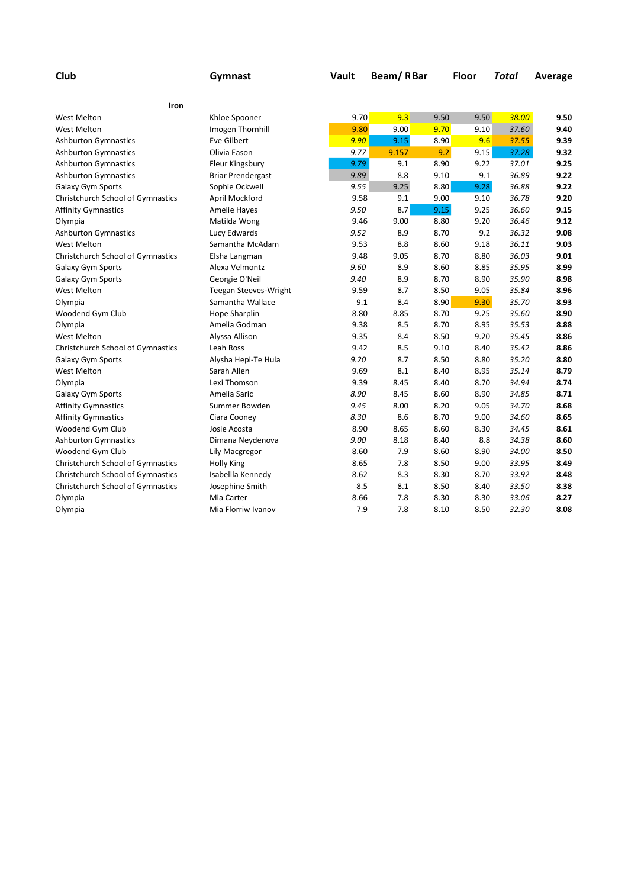| Club | Gymnast | Vault | Beam/ R Bar | Floor | *Total* | Average |
|---|---|---|---|---|---|---|
| **Iron** | | | | | | |
| West Melton | Khloe Spooner | 9.70 | 9.3 | 9.50 | 9.50 | *38.00* | **9.50** |
| West Melton | Imogen Thornhill | 9.80 | 9.00 | 9.70 | 9.10 | *37.60* | **9.40** |
| Ashburton Gymnastics | Eve Gilbert | *9.90* | 9.15 | 8.90 | 9.6 | *37.55* | **9.39** |
| Ashburton Gymnastics | Olivia Eason | *9.77* | 9.157 | 9.2 | 9.15 | *37.28* | **9.32** |
| Ashburton Gymnastics | Fleur Kingsbury | *9.79* | 9.1 | 8.90 | 9.22 | *37.01* | **9.25** |
| Ashburton Gymnastics | Briar Prendergast | *9.89* | 8.8 | 9.10 | 9.1 | *36.89* | **9.22** |
| Galaxy Gym Sports | Sophie Ockwell | *9.55* | 9.25 | 8.80 | 9.28 | *36.88* | **9.22** |
| Christchurch School of Gymnastics | April Mockford | 9.58 | 9.1 | 9.00 | 9.10 | *36.78* | **9.20** |
| Affinity Gymnastics | Amelie Hayes | *9.50* | 8.7 | 9.15 | 9.25 | *36.60* | **9.15** |
| Olympia | Matilda Wong | 9.46 | 9.00 | 8.80 | 9.20 | *36.46* | **9.12** |
| Ashburton Gymnastics | Lucy Edwards | *9.52* | 8.9 | 8.70 | 9.2 | *36.32* | **9.08** |
| West Melton | Samantha McAdam | 9.53 | 8.8 | 8.60 | 9.18 | *36.11* | **9.03** |
| Christchurch School of Gymnastics | Elsha Langman | 9.48 | 9.05 | 8.70 | 8.80 | *36.03* | **9.01** |
| Galaxy Gym Sports | Alexa Velmontz | *9.60* | 8.9 | 8.60 | 8.85 | *35.95* | **8.99** |
| Galaxy Gym Sports | Georgie O'Neil | *9.40* | 8.9 | 8.70 | 8.90 | *35.90* | **8.98** |
| West Melton | Teegan Steeves-Wright | 9.59 | 8.7 | 8.50 | 9.05 | *35.84* | **8.96** |
| Olympia | Samantha Wallace | 9.1 | 8.4 | 8.90 | 9.30 | *35.70* | **8.93** |
| Woodend Gym Club | Hope Sharplin | 8.80 | 8.85 | 8.70 | 9.25 | *35.60* | **8.90** |
| Olympia | Amelia Godman | 9.38 | 8.5 | 8.70 | 8.95 | *35.53* | **8.88** |
| West Melton | Alyssa Allison | 9.35 | 8.4 | 8.50 | 9.20 | *35.45* | **8.86** |
| Christchurch School of Gymnastics | Leah Ross | 9.42 | 8.5 | 9.10 | 8.40 | *35.42* | **8.86** |
| Galaxy Gym Sports | Alysha Hepi-Te Huia | *9.20* | 8.7 | 8.50 | 8.80 | *35.20* | **8.80** |
| West Melton | Sarah Allen | 9.69 | 8.1 | 8.40 | 8.95 | *35.14* | **8.79** |
| Olympia | Lexi Thomson | 9.39 | 8.45 | 8.40 | 8.70 | *34.94* | **8.74** |
| Galaxy Gym Sports | Amelia Saric | *8.90* | 8.45 | 8.60 | 8.90 | *34.85* | **8.71** |
| Affinity Gymnastics | Summer Bowden | *9.45* | 8.00 | 8.20 | 9.05 | *34.70* | **8.68** |
| Affinity Gymnastics | Ciara Cooney | *8.30* | 8.6 | 8.70 | 9.00 | *34.60* | **8.65** |
| Woodend Gym Club | Josie Acosta | 8.90 | 8.65 | 8.60 | 8.30 | *34.45* | **8.61** |
| Ashburton Gymnastics | Dimana Neydenova | *9.00* | 8.18 | 8.40 | 8.8 | *34.38* | **8.60** |
| Woodend Gym Club | Lily Macgregor | 8.60 | 7.9 | 8.60 | 8.90 | *34.00* | **8.50** |
| Christchurch School of Gymnastics | Holly King | 8.65 | 7.8 | 8.50 | 9.00 | *33.95* | **8.49** |
| Christchurch School of Gymnastics | Isabellla Kennedy | 8.62 | 8.3 | 8.30 | 8.70 | *33.92* | **8.48** |
| Christchurch School of Gymnastics | Josephine Smith | 8.5 | 8.1 | 8.50 | 8.40 | *33.50* | **8.38** |
| Olympia | Mia Carter | 8.66 | 7.8 | 8.30 | 8.30 | *33.06* | **8.27** |
| Olympia | Mia Florriw Ivanov | 7.9 | 7.8 | 8.10 | 8.50 | *32.30* | **8.08** |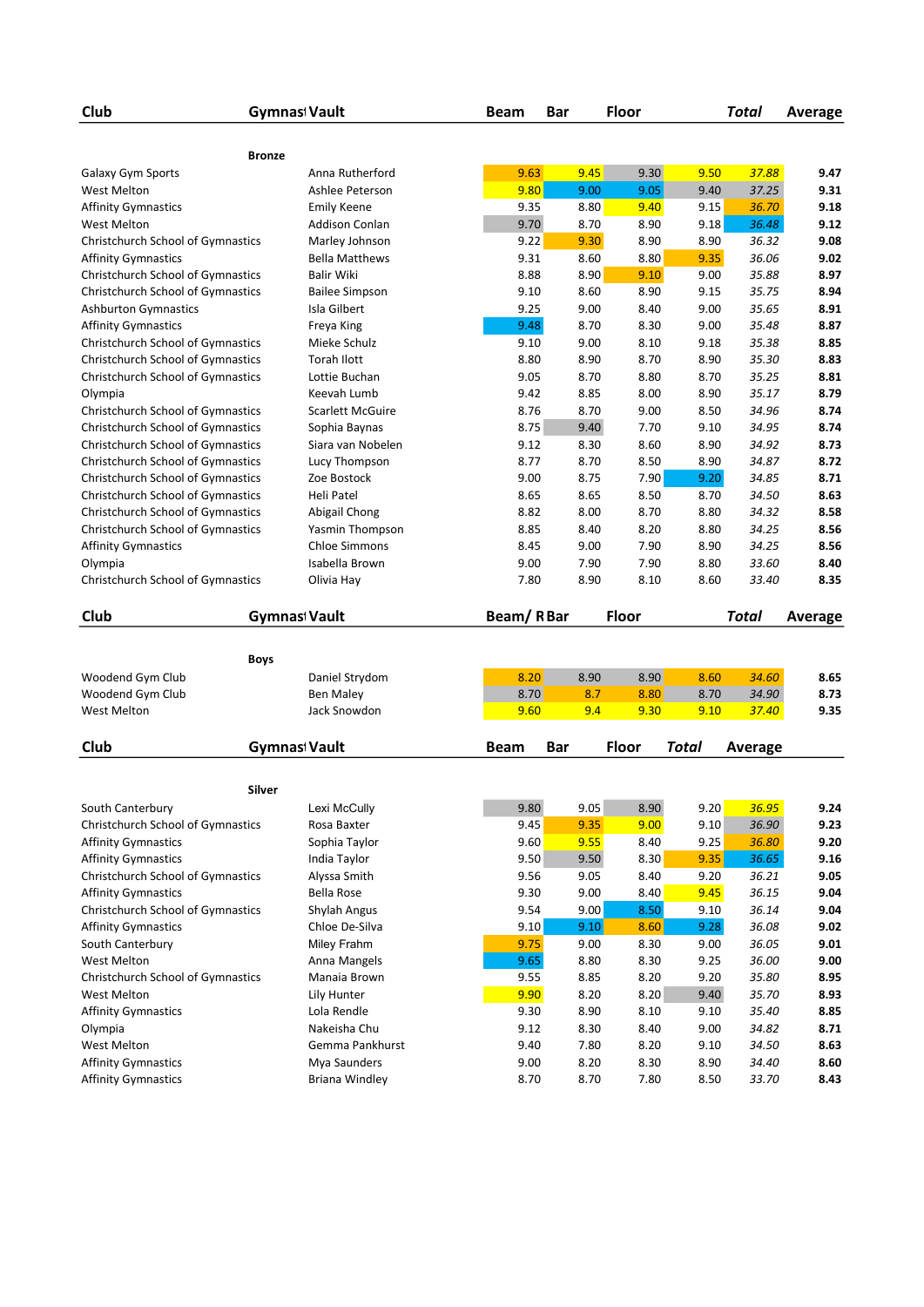| Club | Gymnast | Vault | Beam | Bar | Floor | Total | Average |
|---|---|---|---|---|---|---|---|
| | **Bronze** | | | | | | |
| Galaxy Gym Sports | Anna Rutherford | 9.63 | 9.45 | 9.30 | 9.50 | *37.88* | **9.47** |
| West Melton | Ashlee Peterson | 9.80 | 9.00 | 9.05 | 9.40 | *37.25* | **9.31** |
| Affinity Gymnastics | Emily Keene | 9.35 | 8.80 | 9.40 | 9.15 | *36.70* | **9.18** |
| West Melton | Addison Conlan | 9.70 | 8.70 | 8.90 | 9.18 | *36.48* | **9.12** |
| Christchurch School of Gymnastics | Marley Johnson | 9.22 | 9.30 | 8.90 | 8.90 | *36.32* | **9.08** |
| Affinity Gymnastics | Bella Matthews | 9.31 | 8.60 | 8.80 | 9.35 | *36.06* | **9.02** |
| Christchurch School of Gymnastics | Balir Wiki | 8.88 | 8.90 | 9.10 | 9.00 | *35.88* | **8.97** |
| Christchurch School of Gymnastics | Bailee Simpson | 9.10 | 8.60 | 8.90 | 9.15 | *35.75* | **8.94** |
| Ashburton Gymnastics | Isla Gilbert | 9.25 | 9.00 | 8.40 | 9.00 | *35.65* | **8.91** |
| Affinity Gymnastics | Freya King | 9.48 | 8.70 | 8.30 | 9.00 | *35.48* | **8.87** |
| Christchurch School of Gymnastics | Mieke Schulz | 9.10 | 9.00 | 8.10 | 9.18 | *35.38* | **8.85** |
| Christchurch School of Gymnastics | Torah Ilott | 8.80 | 8.90 | 8.70 | 8.90 | *35.30* | **8.83** |
| Christchurch School of Gymnastics | Lottie Buchan | 9.05 | 8.70 | 8.80 | 8.70 | *35.25* | **8.81** |
| Olympia | Keevah Lumb | 9.42 | 8.85 | 8.00 | 8.90 | *35.17* | **8.79** |
| Christchurch School of Gymnastics | Scarlett McGuire | 8.76 | 8.70 | 9.00 | 8.50 | *34.96* | **8.74** |
| Christchurch School of Gymnastics | Sophia Baynas | 8.75 | 9.40 | 7.70 | 9.10 | *34.95* | **8.74** |
| Christchurch School of Gymnastics | Siara van Nobelen | 9.12 | 8.30 | 8.60 | 8.90 | *34.92* | **8.73** |
| Christchurch School of Gymnastics | Lucy Thompson | 8.77 | 8.70 | 8.50 | 8.90 | *34.87* | **8.72** |
| Christchurch School of Gymnastics | Zoe Bostock | 9.00 | 8.75 | 7.90 | 9.20 | *34.85* | **8.71** |
| Christchurch School of Gymnastics | Heli Patel | 8.65 | 8.65 | 8.50 | 8.70 | *34.50* | **8.63** |
| Christchurch School of Gymnastics | Abigail Chong | 8.82 | 8.00 | 8.70 | 8.80 | *34.32* | **8.58** |
| Christchurch School of Gymnastics | Yasmin Thompson | 8.85 | 8.40 | 8.20 | 8.80 | *34.25* | **8.56** |
| Affinity Gymnastics | Chloe Simmons | 8.45 | 9.00 | 7.90 | 8.90 | *34.25* | **8.56** |
| Olympia | Isabella Brown | 9.00 | 7.90 | 7.90 | 8.80 | *33.60* | **8.40** |
| Christchurch School of Gymnastics | Olivia Hay | 7.80 | 8.90 | 8.10 | 8.60 | *33.40* | **8.35** |

| Club | Gymnast | Vault | Beam/ R Bar | Floor | | Total | Average |
|---|---|---|---|---|---|---|---|
| | **Boys** | | | | | | |
| Woodend Gym Club | Daniel Strydom | 8.20 | 8.90 | 8.90 | 8.60 | *34.60* | **8.65** |
| Woodend Gym Club | Ben Maley | 8.70 | 8.7 | 8.80 | 8.70 | *34.90* | **8.73** |
| West Melton | Jack Snowdon | 9.60 | 9.4 | 9.30 | 9.10 | *37.40* | **9.35** |

| Club | Gymnast | Vault | Beam | Bar | Floor | Total | Average |
|---|---|---|---|---|---|---|---|
| | **Silver** | | | | | | |
| South Canterbury | Lexi McCully | 9.80 | 9.05 | 8.90 | 9.20 | *36.95* | **9.24** |
| Christchurch School of Gymnastics | Rosa Baxter | 9.45 | 9.35 | 9.00 | 9.10 | *36.90* | **9.23** |
| Affinity Gymnastics | Sophia Taylor | 9.60 | 9.55 | 8.40 | 9.25 | *36.80* | **9.20** |
| Affinity Gymnastics | India Taylor | 9.50 | 9.50 | 8.30 | 9.35 | *36.65* | **9.16** |
| Christchurch School of Gymnastics | Alyssa Smith | 9.56 | 9.05 | 8.40 | 9.20 | *36.21* | **9.05** |
| Affinity Gymnastics | Bella Rose | 9.30 | 9.00 | 8.40 | 9.45 | *36.15* | **9.04** |
| Christchurch School of Gymnastics | Shylah Angus | 9.54 | 9.00 | 8.50 | 9.10 | *36.14* | **9.04** |
| Affinity Gymnastics | Chloe De-Silva | 9.10 | 9.10 | 8.60 | 9.28 | *36.08* | **9.02** |
| South Canterbury | Miley Frahm | 9.75 | 9.00 | 8.30 | 9.00 | *36.05* | **9.01** |
| West Melton | Anna Mangels | 9.65 | 8.80 | 8.30 | 9.25 | *36.00* | **9.00** |
| Christchurch School of Gymnastics | Manaia Brown | 9.55 | 8.85 | 8.20 | 9.20 | *35.80* | **8.95** |
| West Melton | Lily Hunter | 9.90 | 8.20 | 8.20 | 9.40 | *35.70* | **8.93** |
| Affinity Gymnastics | Lola Rendle | 9.30 | 8.90 | 8.10 | 9.10 | *35.40* | **8.85** |
| Olympia | Nakeisha Chu | 9.12 | 8.30 | 8.40 | 9.00 | *34.82* | **8.71** |
| West Melton | Gemma Pankhurst | 9.40 | 7.80 | 8.20 | 9.10 | *34.50* | **8.63** |
| Affinity Gymnastics | Mya Saunders | 9.00 | 8.20 | 8.30 | 8.90 | *34.40* | **8.60** |
| Affinity Gymnastics | Briana Windley | 8.70 | 8.70 | 7.80 | 8.50 | *33.70* | **8.43** |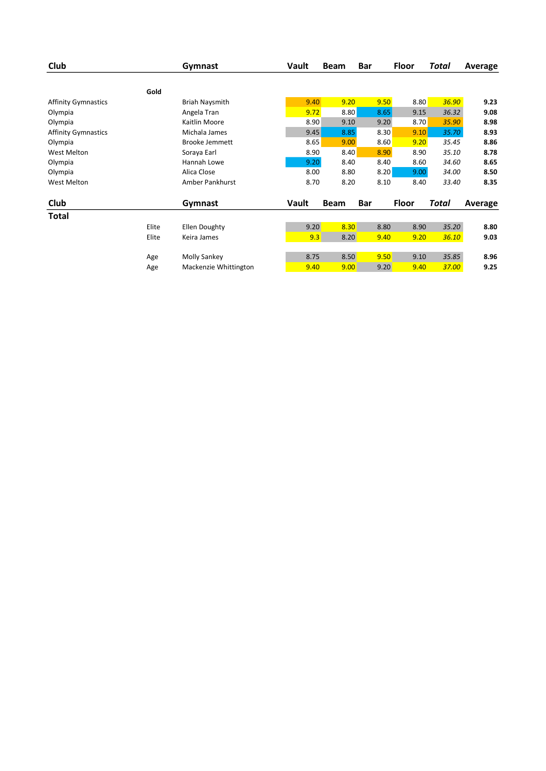| Club | | Gymnast | Vault | Beam | Bar | Floor | *Total* | Average |
|---|---|---|---|---|---|---|---|---|
| | **Gold** | | | | | | | |
| Affinity Gymnastics | | Briah Naysmith | 9.40 | 9.20 | 9.50 | 8.80 | *36.90* | **9.23** |
| Olympia | | Angela Tran | 9.72 | 8.80 | 8.65 | 9.15 | *36.32* | **9.08** |
| Olympia | | Kaitlin Moore | 8.90 | 9.10 | 9.20 | 8.70 | *35.90* | **8.98** |
| Affinity Gymnastics | | Michala James | 9.45 | 8.85 | 8.30 | 9.10 | *35.70* | **8.93** |
| Olympia | | Brooke Jemmett | 8.65 | 9.00 | 8.60 | 9.20 | *35.45* | **8.86** |
| West Melton | | Soraya Earl | 8.90 | 8.40 | 8.90 | 8.90 | *35.10* | **8.78** |
| Olympia | | Hannah Lowe | 9.20 | 8.40 | 8.40 | 8.60 | *34.60* | **8.65** |
| Olympia | | Alica Close | 8.00 | 8.80 | 8.20 | 9.00 | *34.00* | **8.50** |
| West Melton | | Amber Pankhurst | 8.70 | 8.20 | 8.10 | 8.40 | *33.40* | **8.35** |

| Club | | Gymnast | Vault | Beam | Bar | Floor | *Total* | Average |
|---|---|---|---|---|---|---|---|---|
| **Total** | | | | | | | | |
| | Elite | Ellen Doughty | 9.20 | 8.30 | 8.80 | 8.90 | *35.20* | **8.80** |
| | Elite | Keira James | 9.3 | 8.20 | 9.40 | 9.20 | *36.10* | **9.03** |
| | Age | Molly Sankey | 8.75 | 8.50 | 9.50 | 9.10 | *35.85* | **8.96** |
| | Age | Mackenzie Whittington | 9.40 | 9.00 | 9.20 | 9.40 | *37.00* | **9.25** |